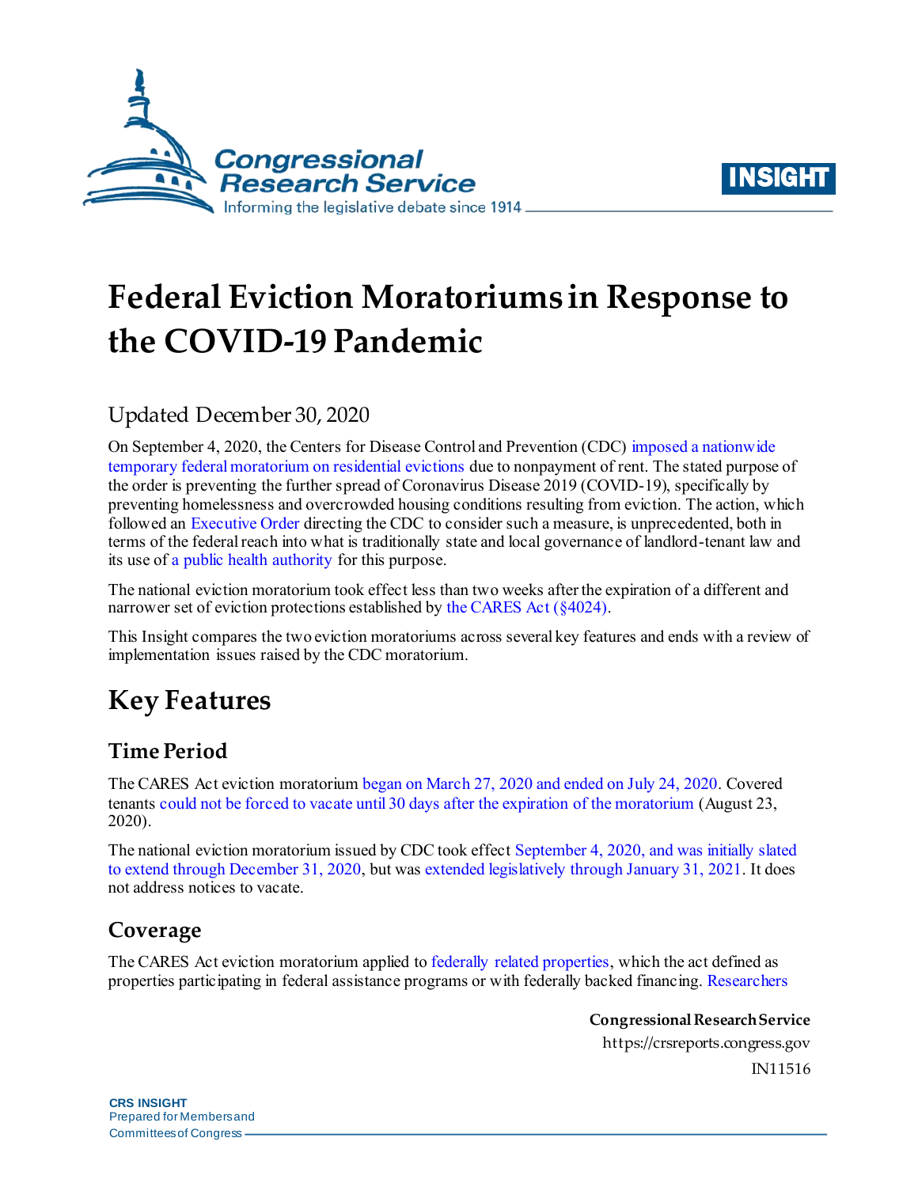# Federal Eviction Moratoriums in Response to the COVID-19 Pandemic

Updated December 30, 2020

On September 4, 2020, the Centers for Disease Control and Prevention (CDC) imposed a nationwide temporary federal moratorium on residential evictions due to nonpayment of rent. The stated purpose of the order is preventing the further spread of Coronavirus Disease 2019 (COVID-19), specifically by preventing homelessness and overcrowded housing conditions resulting from eviction. The action, which followed an Executive Order directing the CDC to consider such a measure, is unprecedented, both in terms of the federal reach into what is traditionally state and local governance of landlord-tenant law and its use of a public health authority for this purpose.

The national eviction moratorium took effect less than two weeks after the expiration of a different and narrower set of eviction protections established by the CARES Act (§4024).

This Insight compares the two eviction moratoriums across several key features and ends with a review of implementation issues raised by the CDC moratorium.

## Key Features

### Time Period

The CARES Act eviction moratorium began on March 27, 2020 and ended on July 24, 2020. Covered tenants could not be forced to vacate until 30 days after the expiration of the moratorium (August 23, 2020).

The national eviction moratorium issued by CDC took effect September 4, 2020, and was initially slated to extend through December 31, 2020, but was extended legislatively through January 31, 2021. It does not address notices to vacate.

### Coverage

The CARES Act eviction moratorium applied to federally related properties, which the act defined as properties participating in federal assistance programs or with federally backed financing. Researchers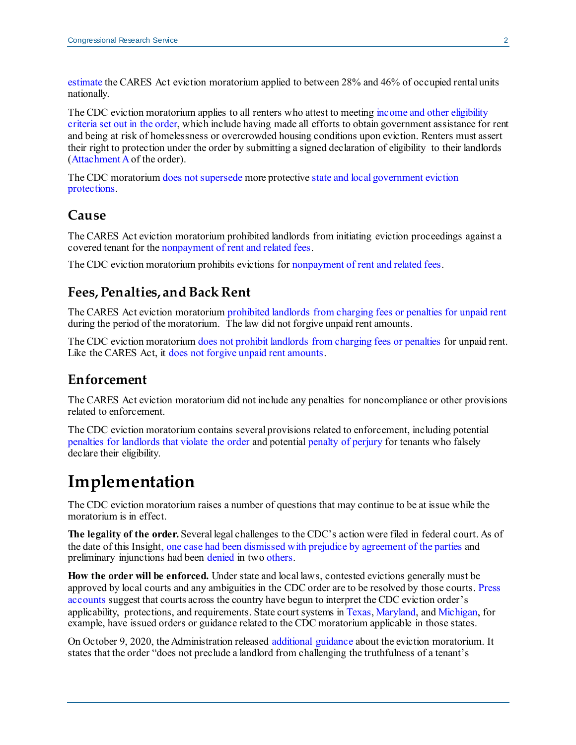estimate the CARES Act eviction moratorium applied to between 28% and 46% of occupied rental units nationally.

The CDC eviction moratorium applies to all renters who attest to meeting income and other eligibility criteria set out in the order, which include having made all efforts to obtain government assistance for rent and being at risk of homelessness or overcrowded housing conditions upon eviction. Renters must assert their right to protection under the order by submitting a signed declaration of eligibility to their landlords (Attachment A of the order).

The CDC moratorium does not supersede more protective state and local government eviction protections.

## Cause

The CARES Act eviction moratorium prohibited landlords from initiating eviction proceedings against a covered tenant for the nonpayment of rent and related fees.

The CDC eviction moratorium prohibits evictions for nonpayment of rent and related fees.

## Fees, Penalties, and Back Rent

The CARES Act eviction moratorium prohibited landlords from charging fees or penalties for unpaid rent during the period of the moratorium. The law did not forgive unpaid rent amounts.

The CDC eviction moratorium does not prohibit landlords from charging fees or penalties for unpaid rent. Like the CARES Act, it does not forgive unpaid rent amounts.

## Enforcement

The CARES Act eviction moratorium did not include any penalties for noncompliance or other provisions related to enforcement.

The CDC eviction moratorium contains several provisions related to enforcement, including potential penalties for landlords that violate the order and potential penalty of perjury for tenants who falsely declare their eligibility.

# Implementation

The CDC eviction moratorium raises a number of questions that may continue to be at issue while the moratorium is in effect.

**The legality of the order.** Several legal challenges to the CDC's action were filed in federal court. As of the date of this Insight, one case had been dismissed with prejudice by agreement of the parties and preliminary injunctions had been denied in two others.

**How the order will be enforced.** Under state and local laws, contested evictions generally must be approved by local courts and any ambiguities in the CDC order are to be resolved by those courts. Press accounts suggest that courts across the country have begun to interpret the CDC eviction order's applicability, protections, and requirements. State court systems in Texas, Maryland, and Michigan, for example, have issued orders or guidance related to the CDC moratorium applicable in those states.

On October 9, 2020, the Administration released additional guidance about the eviction moratorium. It states that the order "does not preclude a landlord from challenging the truthfulness of a tenant's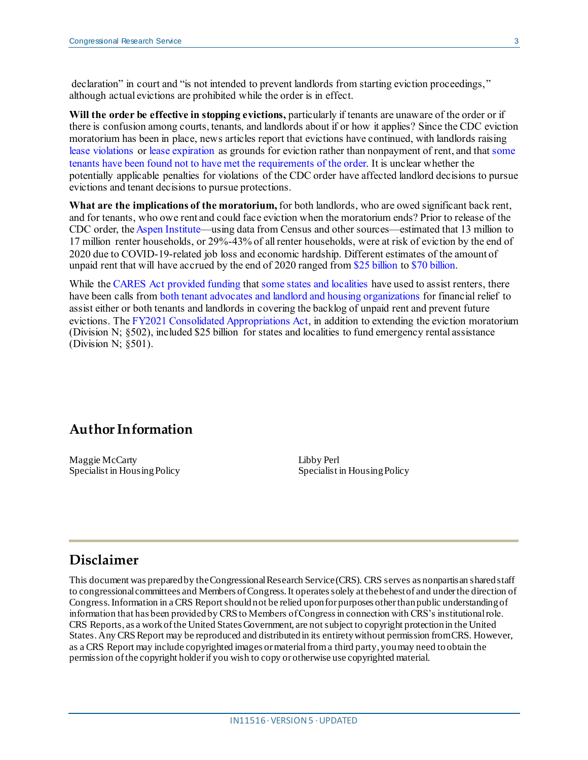declaration" in court and "is not intended to prevent landlords from starting eviction proceedings," although actual evictions are prohibited while the order is in effect.

**Will the order be effective in stopping evictions,** particularly if tenants are unaware of the order or if there is confusion among courts, tenants, and landlords about if or how it applies? Since the CDC eviction moratorium has been in place, news articles report that evictions have continued, with landlords raising lease violations or lease expiration as grounds for eviction rather than nonpayment of rent, and that some tenants have been found not to have met the requirements of the order. It is unclear whether the potentially applicable penalties for violations of the CDC order have affected landlord decisions to pursue evictions and tenant decisions to pursue protections.

**What are the implications of the moratorium,** for both landlords, who are owed significant back rent, and for tenants, who owe rent and could face eviction when the moratorium ends? Prior to release of the CDC order, the Aspen Institute—using data from Census and other sources—estimated that 13 million to 17 million renter households, or 29%-43% of all renter households, were at risk of eviction by the end of 2020 due to COVID-19-related job loss and economic hardship. Different estimates of the amount of unpaid rent that will have accrued by the end of 2020 ranged from $25 billion to $70 billion.

While the CARES Act provided funding that some states and localities have used to assist renters, there have been calls from both tenant advocates and landlord and housing organizations for financial relief to assist either or both tenants and landlords in covering the backlog of unpaid rent and prevent future evictions. The FY2021 Consolidated Appropriations Act, in addition to extending the eviction moratorium (Division N; §502), included $25 billion for states and localities to fund emergency rental assistance (Division N; §501).

## Author Information

Maggie McCarty
Specialist in Housing Policy

Libby Perl
Specialist in Housing Policy

## Disclaimer

This document was prepared by the Congressional Research Service (CRS). CRS serves as nonpartisan shared staff to congressional committees and Members of Congress. It operates solely at the behest of and under the direction of Congress. Information in a CRS Report should not be relied upon for purposes other than public understanding of information that has been provided by CRS to Members of Congress in connection with CRS's institutional role. CRS Reports, as a work of the United States Government, are not subject to copyright protection in the United States. Any CRS Report may be reproduced and distributed in its entirety without permission from CRS. However, as a CRS Report may include copyrighted images or material from a third party, you may need to obtain the permission of the copyright holder if you wish to copy or otherwise use copyrighted material.

IN11516 · VERSION 5 · UPDATED